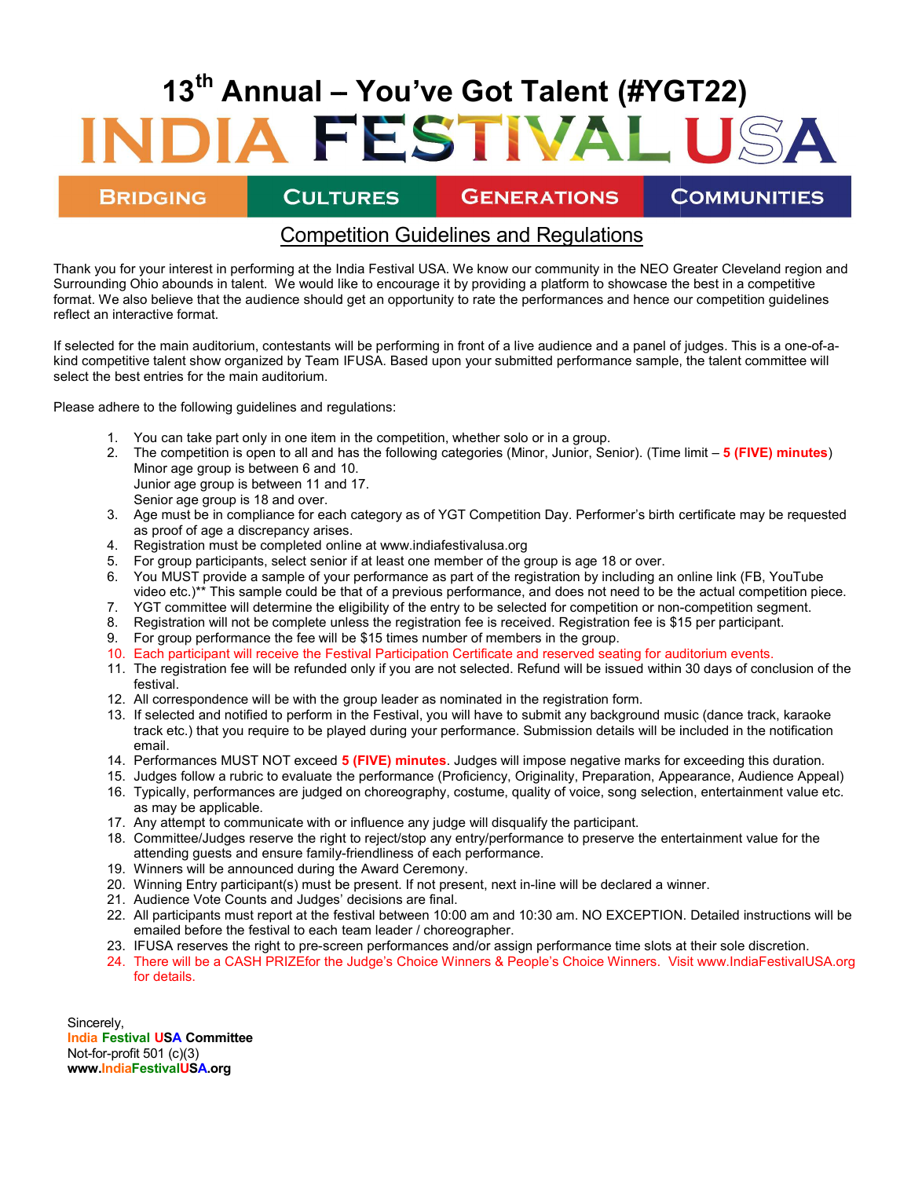# 13th Annual – You've Got Talent (#YGT22)

# INDIA FESTIVAL USA

BRIDGING | CULTURES | GENERATIONS | COMMUNITIES

## Competition Guidelines and Regulations

Thank you for your interest in performing at the India Festival USA. We know our community in the NEO Greater Cleveland region and Surrounding Ohio abounds in talent. We would like to encourage it by providing a platform to showcase the best in a competitive format. We also believe that the audience should get an opportunity to rate the performances and hence our competition guidelines reflect an interactive format.

If selected for the main auditorium, contestants will be performing in front of a live audience and a panel of judges. This is a one-of-a-kind competitive talent show organized by Team IFUSA. Based upon your submitted performance sample, the talent committee will select the best entries for the main auditorium.

Please adhere to the following guidelines and regulations:

1. You can take part only in one item in the competition, whether solo or in a group.
2. The competition is open to all and has the following categories (Minor, Junior, Senior). (Time limit – **5 (FIVE) minutes**)
   Minor age group is between 6 and 10.
   Junior age group is between 11 and 17.
   Senior age group is 18 and over.
3. Age must be in compliance for each category as of YGT Competition Day. Performer's birth certificate may be requested as proof of age a discrepancy arises.
4. Registration must be completed online at www.indiafestivalusa.org
5. For group participants, select senior if at least one member of the group is age 18 or over.
6. You MUST provide a sample of your performance as part of the registration by including an online link (FB, YouTube video etc.)** This sample could be that of a previous performance, and does not need to be the actual competition piece.
7. YGT committee will determine the eligibility of the entry to be selected for competition or non-competition segment.
8. Registration will not be complete unless the registration fee is received. Registration fee is $15 per participant.
9. For group performance the fee will be $15 times number of members in the group.
10. Each participant will receive the Festival Participation Certificate and reserved seating for auditorium events.
11. The registration fee will be refunded only if you are not selected. Refund will be issued within 30 days of conclusion of the festival.
12. All correspondence will be with the group leader as nominated in the registration form.
13. If selected and notified to perform in the Festival, you will have to submit any background music (dance track, karaoke track etc.) that you require to be played during your performance. Submission details will be included in the notification email.
14. Performances MUST NOT exceed **5 (FIVE) minutes**. Judges will impose negative marks for exceeding this duration.
15. Judges follow a rubric to evaluate the performance (Proficiency, Originality, Preparation, Appearance, Audience Appeal)
16. Typically, performances are judged on choreography, costume, quality of voice, song selection, entertainment value etc. as may be applicable.
17. Any attempt to communicate with or influence any judge will disqualify the participant.
18. Committee/Judges reserve the right to reject/stop any entry/performance to preserve the entertainment value for the attending guests and ensure family-friendliness of each performance.
19. Winners will be announced during the Award Ceremony.
20. Winning Entry participant(s) must be present. If not present, next in-line will be declared a winner.
21. Audience Vote Counts and Judges' decisions are final.
22. All participants must report at the festival between 10:00 am and 10:30 am. NO EXCEPTION. Detailed instructions will be emailed before the festival to each team leader / choreographer.
23. IFUSA reserves the right to pre-screen performances and/or assign performance time slots at their sole discretion.
24. There will be a CASH PRIZEfor the Judge's Choice Winners & People's Choice Winners. Visit www.IndiaFestivalUSA.org for details.

Sincerely,
**India Festival USA Committee**
Not-for-profit 501 (c)(3)
**www.IndiaFestivalUSA.org**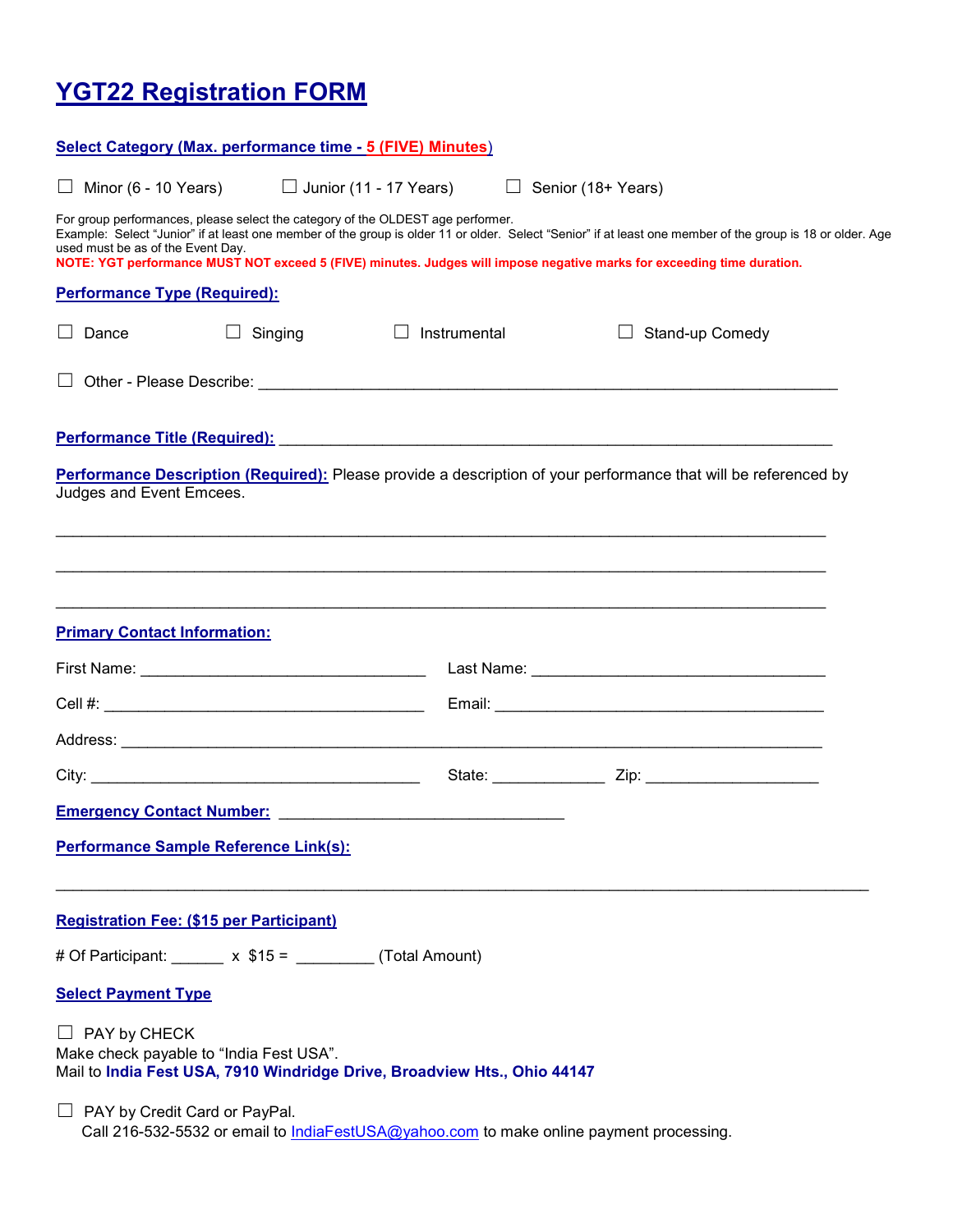# YGT22 Registration FORM

**Select Category (Max. performance time - 5 (FIVE) Minutes)**

☐ Minor (6 - 10 Years) ☐ Junior (11 - 17 Years) ☐ Senior (18+ Years)

For group performances, please select the category of the OLDEST age performer.
Example: Select "Junior" if at least one member of the group is older 11 or older. Select "Senior" if at least one member of the group is 18 or older. Age used must be as of the Event Day.
**NOTE: YGT performance MUST NOT exceed 5 (FIVE) minutes. Judges will impose negative marks for exceeding time duration.**

**Performance Type (Required):**

☐ Dance ☐ Singing ☐ Instrumental ☐ Stand-up Comedy

☐ Other - Please Describe: ____________________________________________________________

**Performance Title (Required):** ____________________________________________________________

**Performance Description (Required):** Please provide a description of your performance that will be referenced by Judges and Event Emcees.

______________________________________________________________________________

______________________________________________________________________________

______________________________________________________________________________

**Primary Contact Information:**

First Name: ______________________________ Last Name: ______________________________

Cell #: ___________________________________ Email: __________________________________

Address: __________________________________________________________________________

City: ____________________________________ State: ____________ Zip: __________________

**Emergency Contact Number:** ______________________________

**Performance Sample Reference Link(s):**

______________________________________________________________________________

**Registration Fee: ($15 per Participant)**

\# Of Participant: ______ x $15 = _________ (Total Amount)

**Select Payment Type**

☐ PAY by CHECK
Make check payable to "India Fest USA".
Mail to **India Fest USA, 7910 Windridge Drive, Broadview Hts., Ohio 44147**

☐ PAY by Credit Card or PayPal.
Call 216-532-5532 or email to IndiaFestUSA@yahoo.com to make online payment processing.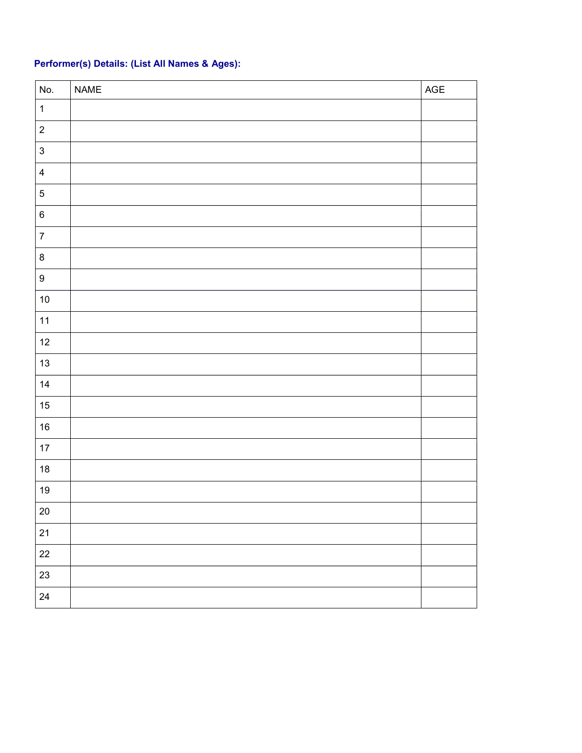**Performer(s) Details: (List All Names & Ages):**

| No. | NAME | AGE |
| --- | --- | --- |
| 1 | | |
| 2 | | |
| 3 | | |
| 4 | | |
| 5 | | |
| 6 | | |
| 7 | | |
| 8 | | |
| 9 | | |
| 10 | | |
| 11 | | |
| 12 | | |
| 13 | | |
| 14 | | |
| 15 | | |
| 16 | | |
| 17 | | |
| 18 | | |
| 19 | | |
| 20 | | |
| 21 | | |
| 22 | | |
| 23 | | |
| 24 | | |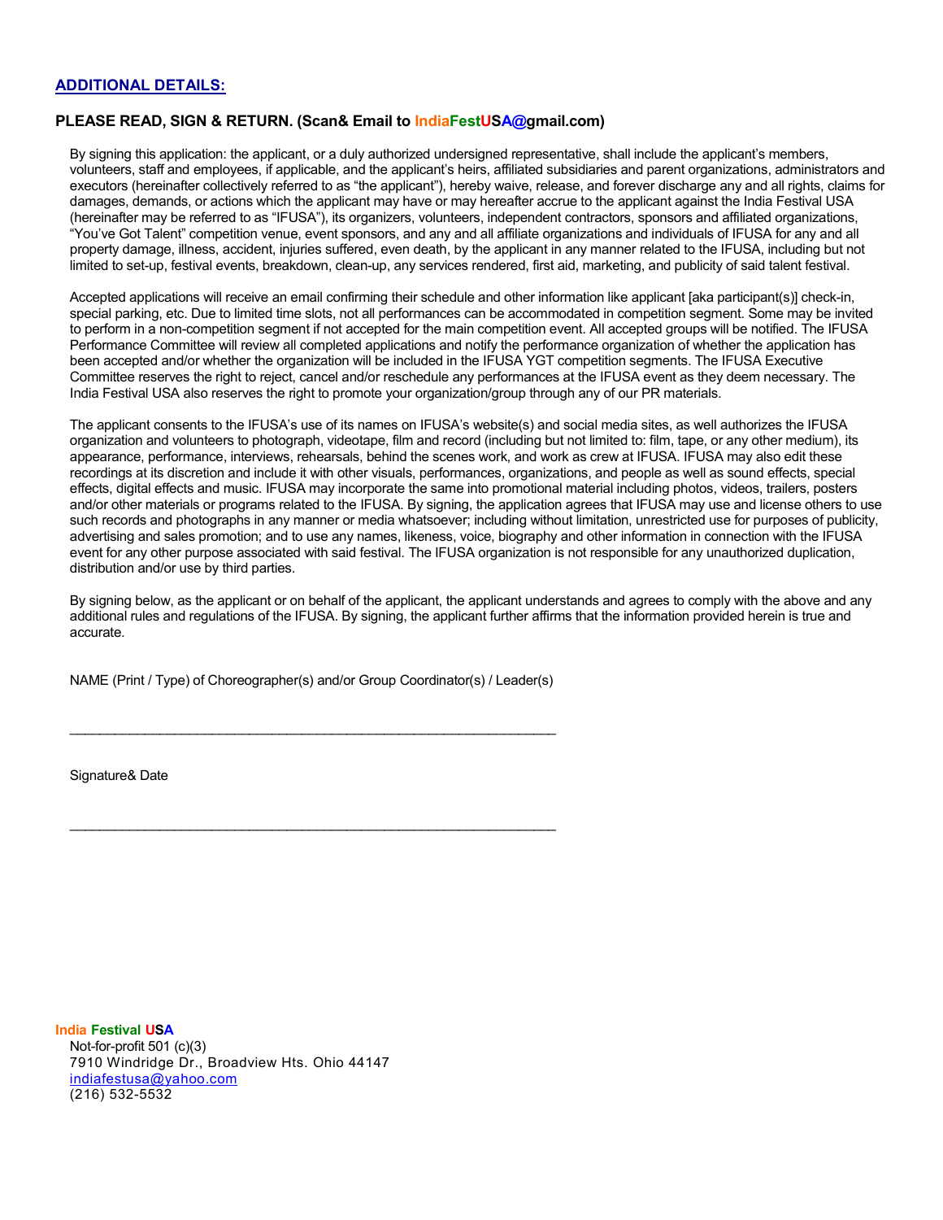## ADDITIONAL DETAILS:

**PLEASE READ, SIGN & RETURN. (Scan& Email to IndiaFestUSA@gmail.com)**

By signing this application: the applicant, or a duly authorized undersigned representative, shall include the applicant's members, volunteers, staff and employees, if applicable, and the applicant's heirs, affiliated subsidiaries and parent organizations, administrators and executors (hereinafter collectively referred to as "the applicant"), hereby waive, release, and forever discharge any and all rights, claims for damages, demands, or actions which the applicant may have or may hereafter accrue to the applicant against the India Festival USA (hereinafter may be referred to as "IFUSA"), its organizers, volunteers, independent contractors, sponsors and affiliated organizations, "You've Got Talent" competition venue, event sponsors, and any and all affiliate organizations and individuals of IFUSA for any and all property damage, illness, accident, injuries suffered, even death, by the applicant in any manner related to the IFUSA, including but not limited to set-up, festival events, breakdown, clean-up, any services rendered, first aid, marketing, and publicity of said talent festival.

Accepted applications will receive an email confirming their schedule and other information like applicant [aka participant(s)] check-in, special parking, etc. Due to limited time slots, not all performances can be accommodated in competition segment. Some may be invited to perform in a non-competition segment if not accepted for the main competition event. All accepted groups will be notified. The IFUSA Performance Committee will review all completed applications and notify the performance organization of whether the application has been accepted and/or whether the organization will be included in the IFUSA YGT competition segments. The IFUSA Executive Committee reserves the right to reject, cancel and/or reschedule any performances at the IFUSA event as they deem necessary. The India Festival USA also reserves the right to promote your organization/group through any of our PR materials.

The applicant consents to the IFUSA's use of its names on IFUSA's website(s) and social media sites, as well authorizes the IFUSA organization and volunteers to photograph, videotape, film and record (including but not limited to: film, tape, or any other medium), its appearance, performance, interviews, rehearsals, behind the scenes work, and work as crew at IFUSA. IFUSA may also edit these recordings at its discretion and include it with other visuals, performances, organizations, and people as well as sound effects, special effects, digital effects and music. IFUSA may incorporate the same into promotional material including photos, videos, trailers, posters and/or other materials or programs related to the IFUSA. By signing, the application agrees that IFUSA may use and license others to use such records and photographs in any manner or media whatsoever; including without limitation, unrestricted use for purposes of publicity, advertising and sales promotion; and to use any names, likeness, voice, biography and other information in connection with the IFUSA event for any other purpose associated with said festival. The IFUSA organization is not responsible for any unauthorized duplication, distribution and/or use by third parties.

By signing below, as the applicant or on behalf of the applicant, the applicant understands and agrees to comply with the above and any additional rules and regulations of the IFUSA. By signing, the applicant further affirms that the information provided herein is true and accurate.

NAME (Print / Type) of Choreographer(s) and/or Group Coordinator(s) / Leader(s)

_________________________________________________________________

Signature& Date

_________________________________________________________________

**India Festival USA**
Not-for-profit 501 (c)(3)
7910 Windridge Dr., Broadview Hts. Ohio 44147
indiafestusa@yahoo.com
(216) 532-5532